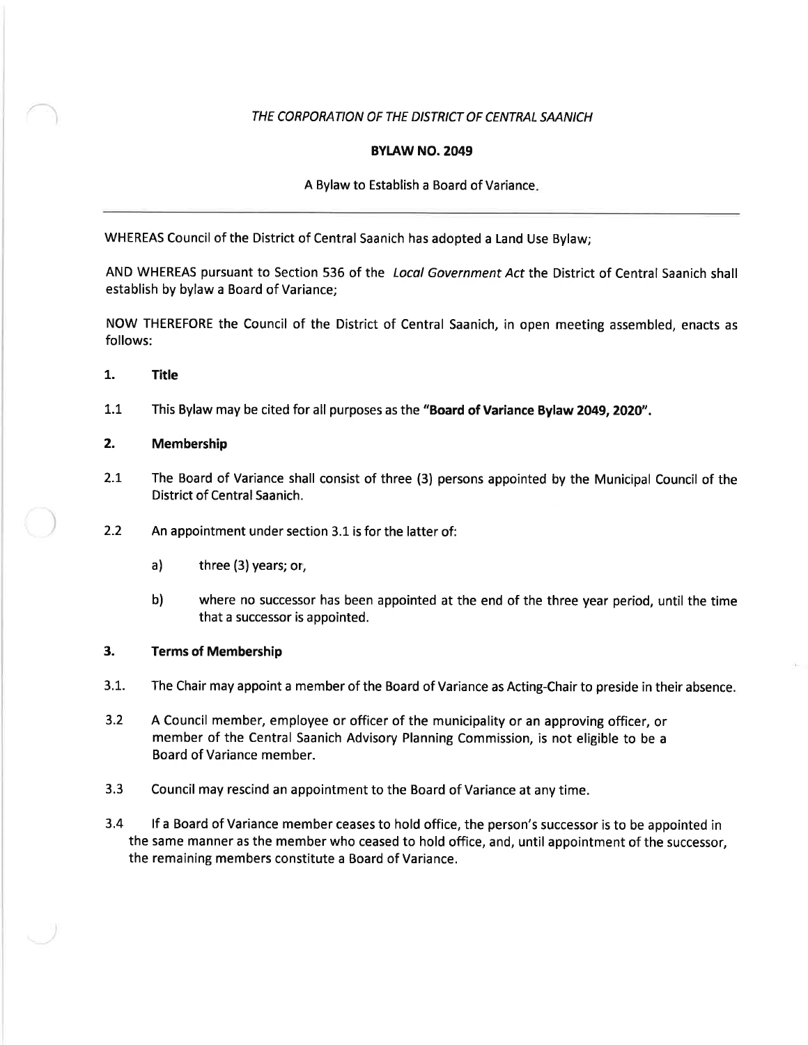*THE CORPORATION OF THE DISTRICT OF CENTRAL SAANICH*

**BYLAW NO. 2049**

A Bylaw to Establish a Board of Variance.

---

WHEREAS Council of the District of Central Saanich has adopted a Land Use Bylaw;

AND WHEREAS pursuant to Section 536 of the *Local Government Act* the District of Central Saanich shall establish by bylaw a Board of Variance;

NOW THEREFORE the Council of the District of Central Saanich, in open meeting assembled, enacts as follows:

## 1. Title

1.1 This Bylaw may be cited for all purposes as the **"Board of Variance Bylaw 2049, 2020"**.

## 2. Membership

2.1 The Board of Variance shall consist of three (3) persons appointed by the Municipal Council of the District of Central Saanich.

2.2 An appointment under section 3.1 is for the latter of:

- a) three (3) years; or,
- b) where no successor has been appointed at the end of the three year period, until the time that a successor is appointed.

## 3. Terms of Membership

3.1. The Chair may appoint a member of the Board of Variance as Acting-Chair to preside in their absence.

3.2 A Council member, employee or officer of the municipality or an approving officer, or member of the Central Saanich Advisory Planning Commission, is not eligible to be a Board of Variance member.

3.3 Council may rescind an appointment to the Board of Variance at any time.

3.4 If a Board of Variance member ceases to hold office, the person's successor is to be appointed in the same manner as the member who ceased to hold office, and, until appointment of the successor, the remaining members constitute a Board of Variance.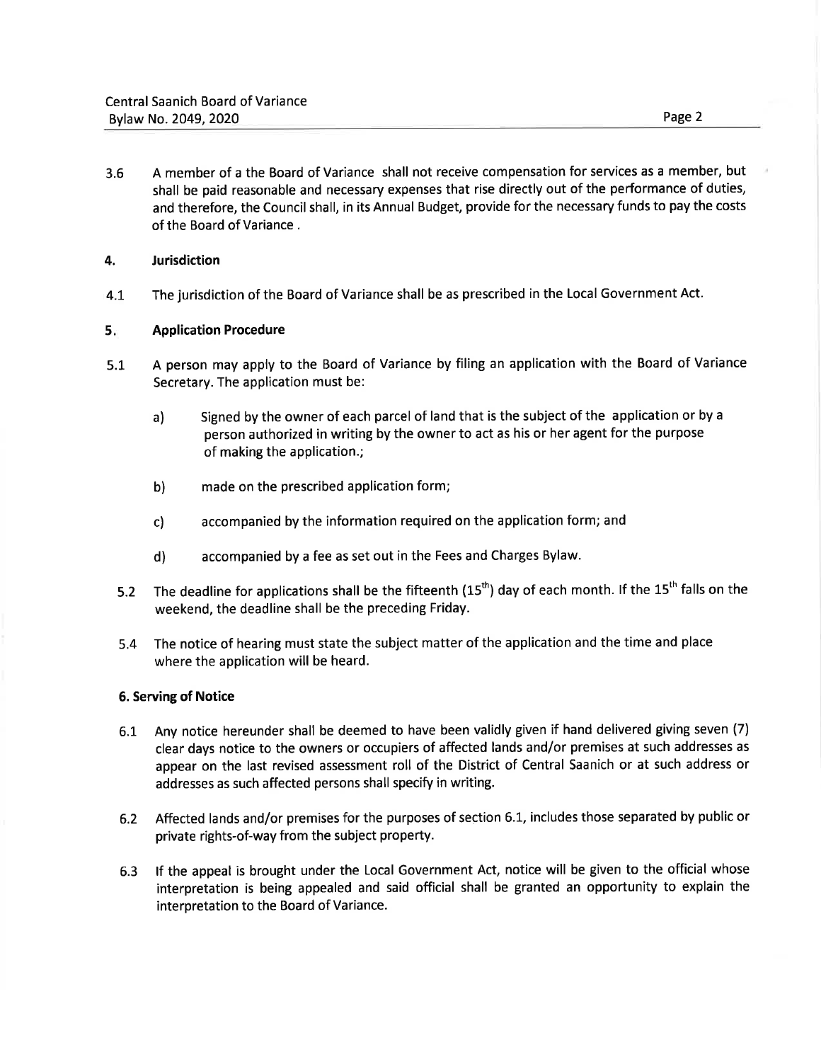3.6 A member of a the Board of Variance shall not receive compensation for services as a member, but shall be paid reasonable and necessary expenses that rise directly out of the performance of duties, and therefore, the Council shall, in its Annual Budget, provide for the necessary funds to pay the costs of the Board of Variance .

## 4. Jurisdiction

4.1 The jurisdiction of the Board of Variance shall be as prescribed in the Local Government Act.

## 5. Application Procedure

5.1 A person may apply to the Board of Variance by filing an application with the Board of Variance Secretary. The application must be:

a) Signed by the owner of each parcel of land that is the subject of the application or by a person authorized in writing by the owner to act as his or her agent for the purpose of making the application.;

b) made on the prescribed application form;

c) accompanied by the information required on the application form; and

d) accompanied by a fee as set out in the Fees and Charges Bylaw.

5.2 The deadline for applications shall be the fifteenth (15th) day of each month. If the 15th falls on the weekend, the deadline shall be the preceding Friday.

5.4 The notice of hearing must state the subject matter of the application and the time and place where the application will be heard.

## 6. Serving of Notice

6.1 Any notice hereunder shall be deemed to have been validly given if hand delivered giving seven (7) clear days notice to the owners or occupiers of affected lands and/or premises at such addresses as appear on the last revised assessment roll of the District of Central Saanich or at such address or addresses as such affected persons shall specify in writing.

6.2 Affected lands and/or premises for the purposes of section 6.1, includes those separated by public or private rights-of-way from the subject property.

6.3 If the appeal is brought under the Local Government Act, notice will be given to the official whose interpretation is being appealed and said official shall be granted an opportunity to explain the interpretation to the Board of Variance.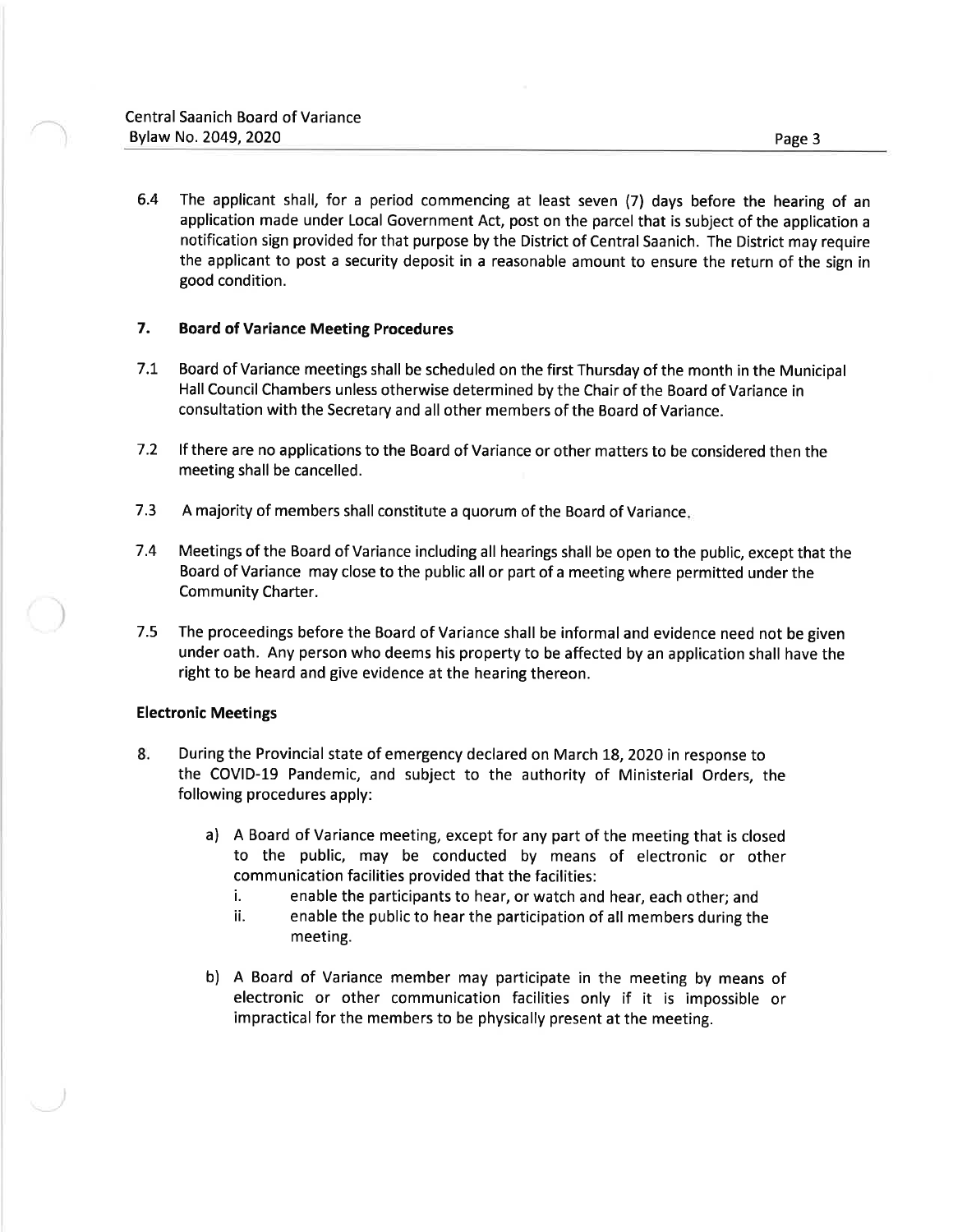6.4 The applicant shall, for a period commencing at least seven (7) days before the hearing of an application made under Local Government Act, post on the parcel that is subject of the application a notification sign provided for that purpose by the District of Central Saanich. The District may require the applicant to post a security deposit in a reasonable amount to ensure the return of the sign in good condition.

## 7. Board of Variance Meeting Procedures

7.1 Board of Variance meetings shall be scheduled on the first Thursday of the month in the Municipal Hall Council Chambers unless otherwise determined by the Chair of the Board of Variance in consultation with the Secretary and all other members of the Board of Variance.

7.2 If there are no applications to the Board of Variance or other matters to be considered then the meeting shall be cancelled.

7.3 A majority of members shall constitute a quorum of the Board of Variance.

7.4 Meetings of the Board of Variance including all hearings shall be open to the public, except that the Board of Variance may close to the public all or part of a meeting where permitted under the Community Charter.

7.5 The proceedings before the Board of Variance shall be informal and evidence need not be given under oath. Any person who deems his property to be affected by an application shall have the right to be heard and give evidence at the hearing thereon.

### Electronic Meetings

8. During the Provincial state of emergency declared on March 18, 2020 in response to the COVID-19 Pandemic, and subject to the authority of Ministerial Orders, the following procedures apply:

   a) A Board of Variance meeting, except for any part of the meeting that is closed to the public, may be conducted by means of electronic or other communication facilities provided that the facilities:
      i. enable the participants to hear, or watch and hear, each other; and
      ii. enable the public to hear the participation of all members during the meeting.

   b) A Board of Variance member may participate in the meeting by means of electronic or other communication facilities only if it is impossible or impractical for the members to be physically present at the meeting.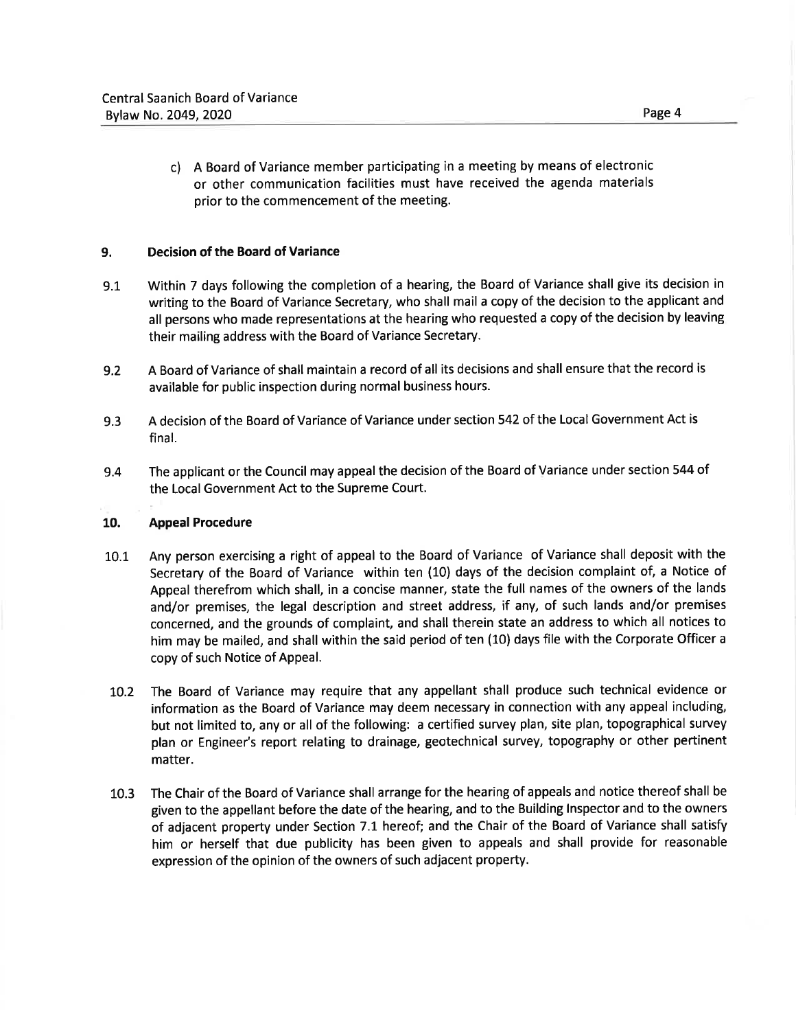c) A Board of Variance member participating in a meeting by means of electronic or other communication facilities must have received the agenda materials prior to the commencement of the meeting.

## 9. Decision of the Board of Variance

9.1 Within 7 days following the completion of a hearing, the Board of Variance shall give its decision in writing to the Board of Variance Secretary, who shall mail a copy of the decision to the applicant and all persons who made representations at the hearing who requested a copy of the decision by leaving their mailing address with the Board of Variance Secretary.

9.2 A Board of Variance of shall maintain a record of all its decisions and shall ensure that the record is available for public inspection during normal business hours.

9.3 A decision of the Board of Variance of Variance under section 542 of the Local Government Act is final.

9.4 The applicant or the Council may appeal the decision of the Board of Variance under section 544 of the Local Government Act to the Supreme Court.

## 10. Appeal Procedure

10.1 Any person exercising a right of appeal to the Board of Variance of Variance shall deposit with the Secretary of the Board of Variance within ten (10) days of the decision complaint of, a Notice of Appeal therefrom which shall, in a concise manner, state the full names of the owners of the lands and/or premises, the legal description and street address, if any, of such lands and/or premises concerned, and the grounds of complaint, and shall therein state an address to which all notices to him may be mailed, and shall within the said period of ten (10) days file with the Corporate Officer a copy of such Notice of Appeal.

10.2 The Board of Variance may require that any appellant shall produce such technical evidence or information as the Board of Variance may deem necessary in connection with any appeal including, but not limited to, any or all of the following: a certified survey plan, site plan, topographical survey plan or Engineer's report relating to drainage, geotechnical survey, topography or other pertinent matter.

10.3 The Chair of the Board of Variance shall arrange for the hearing of appeals and notice thereof shall be given to the appellant before the date of the hearing, and to the Building Inspector and to the owners of adjacent property under Section 7.1 hereof; and the Chair of the Board of Variance shall satisfy him or herself that due publicity has been given to appeals and shall provide for reasonable expression of the opinion of the owners of such adjacent property.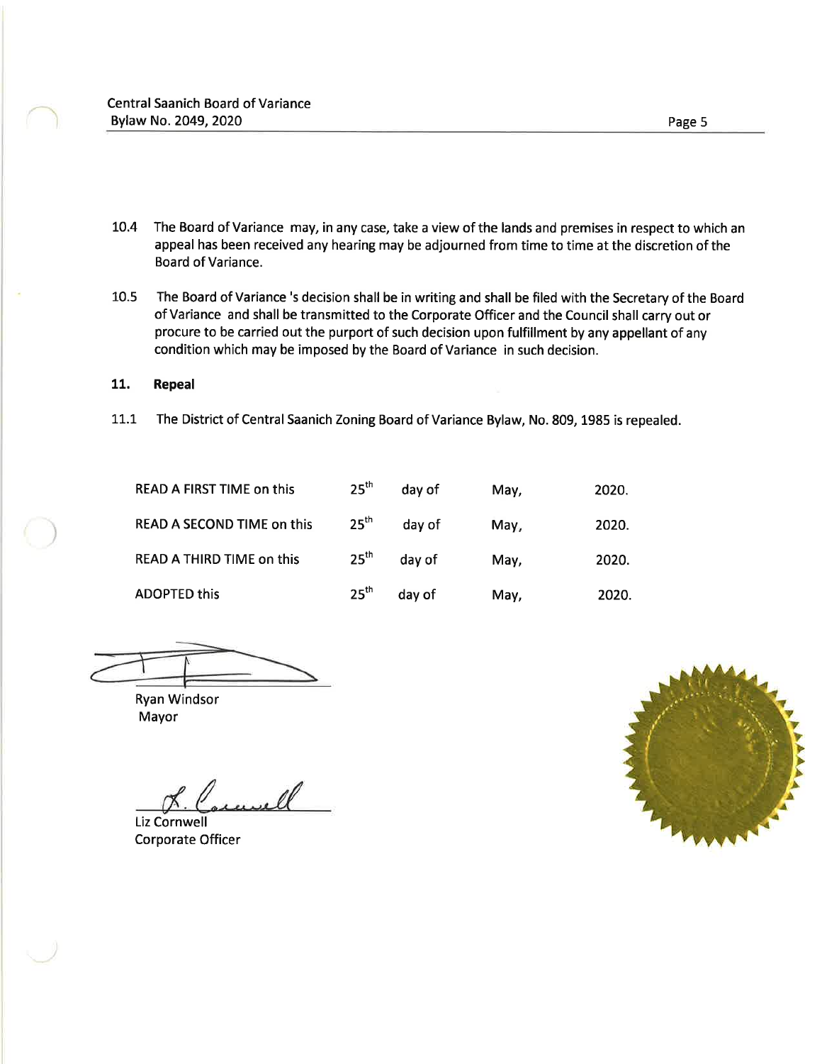10.4 The Board of Variance may, in any case, take a view of the lands and premises in respect to which an appeal has been received any hearing may be adjourned from time to time at the discretion of the Board of Variance.

10.5 The Board of Variance 's decision shall be in writing and shall be filed with the Secretary of the Board of Variance and shall be transmitted to the Corporate Officer and the Council shall carry out or procure to be carried out the purport of such decision upon fulfillment by any appellant of any condition which may be imposed by the Board of Variance in such decision.

## 11. Repeal

11.1 The District of Central Saanich Zoning Board of Variance Bylaw, No. 809, 1985 is repealed.

| | | | | |
|---|---|---|---|---|
| READ A FIRST TIME on this | 25th | day of | May, | 2020. |
| READ A SECOND TIME on this | 25th | day of | May, | 2020. |
| READ A THIRD TIME on this | 25th | day of | May, | 2020. |
| ADOPTED this | 25th | day of | May, | 2020. |

Ryan Windsor
Mayor

L. Cornwell

Liz Cornwell
Corporate Officer